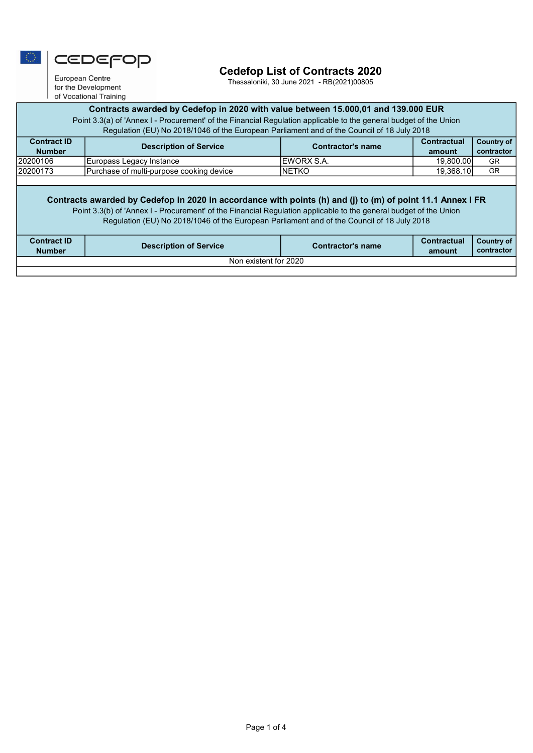European Centre for the Development of Vocational Training

# Cedefop List of Contracts 2020

Thessaloniki, 30 June 2021 - RB(2021)00805

## Contracts awarded by Cedefop in 2020 with value between 15.000,01 and 139.000 EUR

Point 3.3(a) of 'Annex I - Procurement' of the Financial Regulation applicable to the general budget of the Union
Regulation (EU) No 2018/1046 of the European Parliament and of the Council of 18 July 2018

| Contract ID Number | Description of Service | Contractor's name | Contractual amount | Country of contractor |
|---|---|---|---|---|
| 20200106 | Europass Legacy Instance | EWORX S.A. | 19,800.00 | GR |
| 20200173 | Purchase of multi-purpose cooking device | NETKO | 19,368.10 | GR |

## Contracts awarded by Cedefop in 2020 in accordance with points (h) and (j) to (m) of point 11.1 Annex I FR

Point 3.3(b) of 'Annex I - Procurement' of the Financial Regulation applicable to the general budget of the Union
Regulation (EU) No 2018/1046 of the European Parliament and of the Council of 18 July 2018

| Contract ID Number | Description of Service | Contractor's name | Contractual amount | Country of contractor |
|---|---|---|---|---|
| Non existent for 2020 | | | | |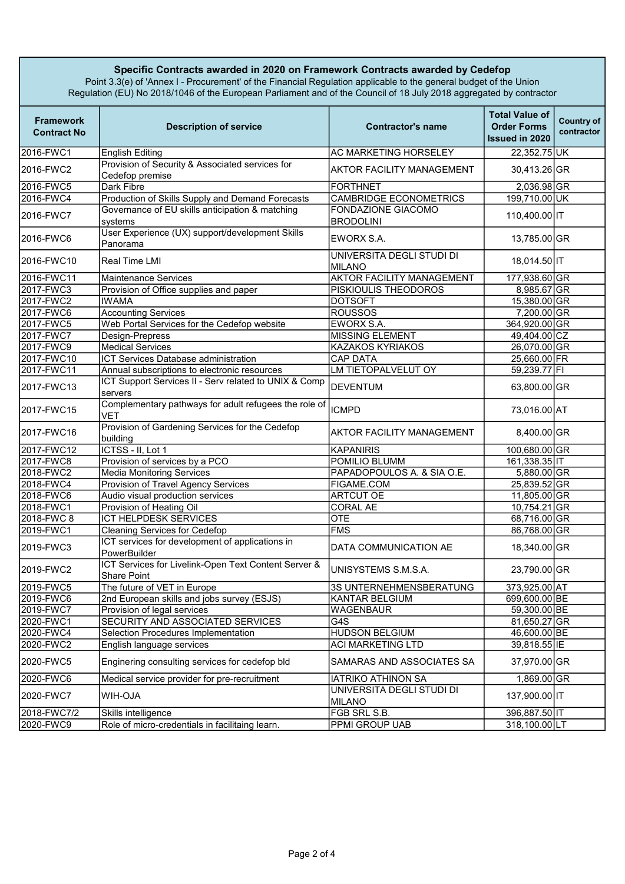## Specific Contracts awarded in 2020 on Framework Contracts awarded by Cedefop

Point 3.3(e) of 'Annex I - Procurement' of the Financial Regulation applicable to the general budget of the Union
Regulation (EU) No 2018/1046 of the European Parliament and of the Council of 18 July 2018 aggregated by contractor

| Framework Contract No | Description of service | Contractor's name | Total Value of Order Forms Issued in 2020 | Country of contractor |
|---|---|---|---|---|
| 2016-FWC1 | English Editing | AC MARKETING HORSELEY | 22,352.75 | UK |
| 2016-FWC2 | Provision of Security & Associated services for Cedefop premise | AKTOR FACILITY MANAGEMENT | 30,413.26 | GR |
| 2016-FWC5 | Dark Fibre | FORTHNET | 2,036.98 | GR |
| 2016-FWC4 | Production of Skills Supply and Demand Forecasts | CAMBRIDGE ECONOMETRICS | 199,710.00 | UK |
| 2016-FWC7 | Governance of EU skills anticipation & matching systems | FONDAZIONE GIACOMO BRODOLINI | 110,400.00 | IT |
| 2016-FWC6 | User Experience (UX) support/development Skills Panorama | EWORX S.A. | 13,785.00 | GR |
| 2016-FWC10 | Real Time LMI | UNIVERSITA DEGLI STUDI DI MILANO | 18,014.50 | IT |
| 2016-FWC11 | Maintenance Services | AKTOR FACILITY MANAGEMENT | 177,938.60 | GR |
| 2017-FWC3 | Provision of Office supplies and paper | PISKIOULIS THEODOROS | 8,985.67 | GR |
| 2017-FWC2 | IWAMA | DOTSOFT | 15,380.00 | GR |
| 2017-FWC6 | Accounting Services | ROUSSOS | 7,200.00 | GR |
| 2017-FWC5 | Web Portal Services for the Cedefop website | EWORX S.A. | 364,920.00 | GR |
| 2017-FWC7 | Design-Prepress | MISSING ELEMENT | 49,404.00 | CZ |
| 2017-FWC9 | Medical Services | KAZAKOS KYRIAKOS | 26,070.00 | GR |
| 2017-FWC10 | ICT Services Database administration | CAP DATA | 25,660.00 | FR |
| 2017-FWC11 | Annual subscriptions to electronic resources | LM TIETOPALVELUT OY | 59,239.77 | FI |
| 2017-FWC13 | ICT Support Services II - Serv related to UNIX & Comp servers | DEVENTUM | 63,800.00 | GR |
| 2017-FWC15 | Complementary pathways for adult refugees the role of VET | ICMPD | 73,016.00 | AT |
| 2017-FWC16 | Provision of Gardening Services for the Cedefop building | AKTOR FACILITY MANAGEMENT | 8,400.00 | GR |
| 2017-FWC12 | ICTSS - II, Lot 1 | KAPANIRIS | 100,680.00 | GR |
| 2017-FWC8 | Provision of services by a PCO | POMILIO BLUMM | 161,338.35 | IT |
| 2018-FWC2 | Media Monitoring Services | PAPADOPOULOS A. & SIA O.E. | 5,880.00 | GR |
| 2018-FWC4 | Provision of Travel Agency Services | FIGAME.COM | 25,839.52 | GR |
| 2018-FWC6 | Audio visual production services | ARTCUT OE | 11,805.00 | GR |
| 2018-FWC1 | Provision of Heating Oil | CORAL AE | 10,754.21 | GR |
| 2018-FWC 8 | ICT HELPDESK SERVICES | OTE | 68,716.00 | GR |
| 2019-FWC1 | Cleaning Services for Cedefop | FMS | 86,768.00 | GR |
| 2019-FWC3 | ICT services for development of applications in PowerBuilder | DATA COMMUNICATION AE | 18,340.00 | GR |
| 2019-FWC2 | ICT Services for Livelink-Open Text Content Server & Share Point | UNISYSTEMS S.M.S.A. | 23,790.00 | GR |
| 2019-FWC5 | The future of VET in Europe | 3S UNTERNEHMENSBERATUNG | 373,925.00 | AT |
| 2019-FWC6 | 2nd European skills and jobs survey (ESJS) | KANTAR BELGIUM | 699,600.00 | BE |
| 2019-FWC7 | Provision of legal services | WAGENBAUR | 59,300.00 | BE |
| 2020-FWC1 | SECURITY AND ASSOCIATED SERVICES | G4S | 81,650.27 | GR |
| 2020-FWC4 | Selection Procedures Implementation | HUDSON BELGIUM | 46,600.00 | BE |
| 2020-FWC2 | English language services | ACI MARKETING LTD | 39,818.55 | IE |
| 2020-FWC5 | Enginering consulting services for cedefop bld | SAMARAS AND ASSOCIATES SA | 37,970.00 | GR |
| 2020-FWC6 | Medical service provider for pre-recruitment | IATRIKO ATHINON SA | 1,869.00 | GR |
| 2020-FWC7 | WIH-OJA | UNIVERSITA DEGLI STUDI DI MILANO | 137,900.00 | IT |
| 2018-FWC7/2 | Skills intelligence | FGB SRL S.B. | 396,887.50 | IT |
| 2020-FWC9 | Role of micro-credentials in facilitaing learn. | PPMI GROUP UAB | 318,100.00 | LT |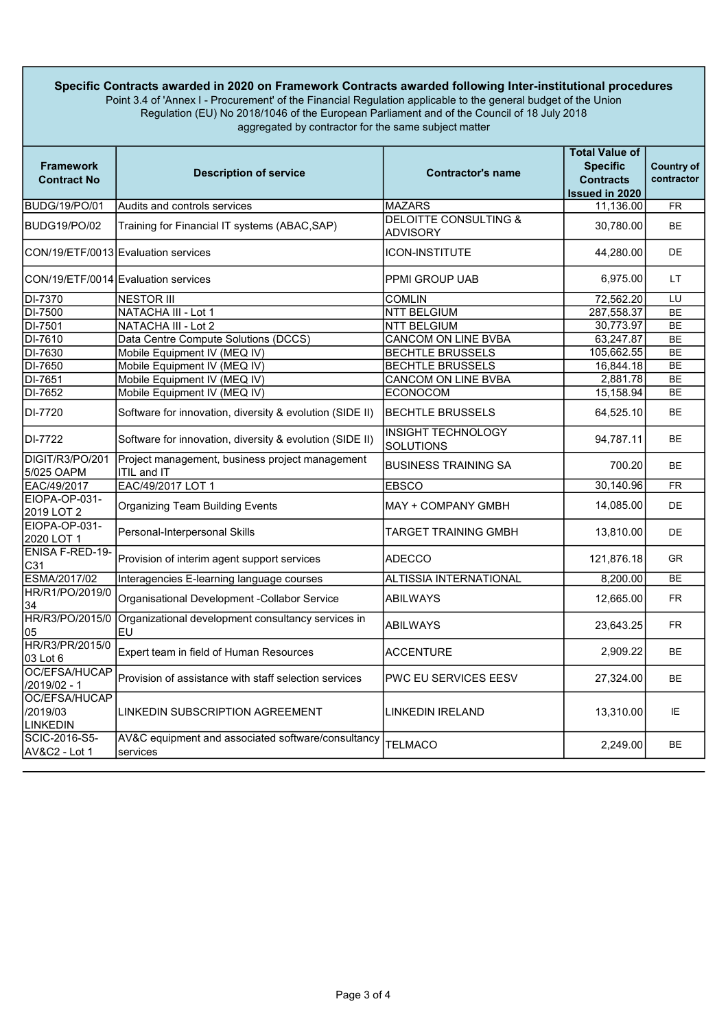## Specific Contracts awarded in 2020 on Framework Contracts awarded following Inter-institutional procedures

Point 3.4 of 'Annex I - Procurement' of the Financial Regulation applicable to the general budget of the Union Regulation (EU) No 2018/1046 of the European Parliament and of the Council of 18 July 2018 aggregated by contractor for the same subject matter

| Framework Contract No | Description of service | Contractor's name | Total Value of Specific Contracts Issued in 2020 | Country of contractor |
|---|---|---|---|---|
| BUDG/19/PO/01 | Audits and controls services | MAZARS | 11,136.00 | FR |
| BUDG19/PO/02 | Training for Financial IT systems (ABAC,SAP) | DELOITTE CONSULTING & ADVISORY | 30,780.00 | BE |
| CON/19/ETF/0013 | Evaluation services | ICON-INSTITUTE | 44,280.00 | DE |
| CON/19/ETF/0014 | Evaluation services | PPMI GROUP UAB | 6,975.00 | LT |
| DI-7370 | NESTOR III | COMLIN | 72,562.20 | LU |
| DI-7500 | NATACHA III - Lot 1 | NTT BELGIUM | 287,558.37 | BE |
| DI-7501 | NATACHA III - Lot 2 | NTT BELGIUM | 30,773.97 | BE |
| DI-7610 | Data Centre Compute Solutions (DCCS) | CANCOM ON LINE BVBA | 63,247.87 | BE |
| DI-7630 | Mobile Equipment IV (MEQ IV) | BECHTLE BRUSSELS | 105,662.55 | BE |
| DI-7650 | Mobile Equipment IV (MEQ IV) | BECHTLE BRUSSELS | 16,844.18 | BE |
| DI-7651 | Mobile Equipment IV (MEQ IV) | CANCOM ON LINE BVBA | 2,881.78 | BE |
| DI-7652 | Mobile Equipment IV (MEQ IV) | ECONOCOM | 15,158.94 | BE |
| DI-7720 | Software for innovation, diversity & evolution (SIDE II) | BECHTLE BRUSSELS | 64,525.10 | BE |
| DI-7722 | Software for innovation, diversity & evolution (SIDE II) | INSIGHT TECHNOLOGY SOLUTIONS | 94,787.11 | BE |
| DIGIT/R3/PO/2015/025 OAPM | Project management, business project management ITIL and IT | BUSINESS TRAINING SA | 700.20 | BE |
| EAC/49/2017 | EAC/49/2017 LOT 1 | EBSCO | 30,140.96 | FR |
| EIOPA-OP-031-2019 LOT 2 | Organizing Team Building Events | MAY + COMPANY GMBH | 14,085.00 | DE |
| EIOPA-OP-031-2020 LOT 1 | Personal-Interpersonal Skills | TARGET TRAINING GMBH | 13,810.00 | DE |
| ENISA F-RED-19-C31 | Provision of interim agent support services | ADECCO | 121,876.18 | GR |
| ESMA/2017/02 | Interagencies E-learning language courses | ALTISSIA INTERNATIONAL | 8,200.00 | BE |
| HR/R1/PO/2019/034 | Organisational Development -Collabor Service | ABILWAYS | 12,665.00 | FR |
| HR/R3/PO/2015/005 | Organizational development consultancy services in EU | ABILWAYS | 23,643.25 | FR |
| HR/R3/PR/2015/003 Lot 6 | Expert team in field of Human Resources | ACCENTURE | 2,909.22 | BE |
| OC/EFSA/HUCAP/2019/02 - 1 | Provision of assistance with staff selection services | PWC EU SERVICES EESV | 27,324.00 | BE |
| OC/EFSA/HUCAP/2019/03 LINKEDIN | LINKEDIN SUBSCRIPTION AGREEMENT | LINKEDIN IRELAND | 13,310.00 | IE |
| SCIC-2016-S5-AV&C2 - Lot 1 | AV&C equipment and associated software/consultancy services | TELMACO | 2,249.00 | BE |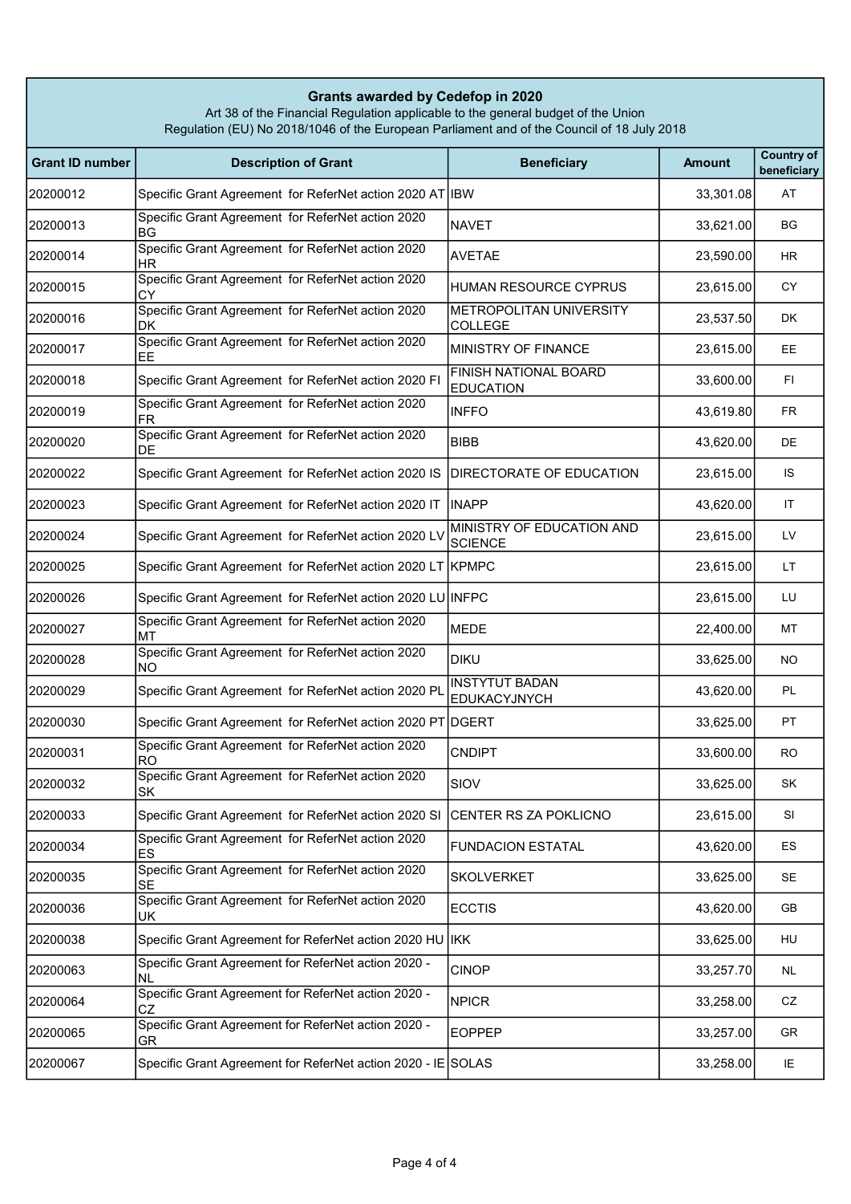## Grants awarded by Cedefop in 2020

Art 38 of the Financial Regulation applicable to the general budget of the Union
Regulation (EU) No 2018/1046 of the European Parliament and of the Council of 18 July 2018

| Grant ID number | Description of Grant | Beneficiary | Amount | Country of beneficiary |
|---|---|---|---|---|
| 20200012 | Specific Grant Agreement for ReferNet action 2020 AT | IBW | 33,301.08 | AT |
| 20200013 | Specific Grant Agreement for ReferNet action 2020 BG | NAVET | 33,621.00 | BG |
| 20200014 | Specific Grant Agreement for ReferNet action 2020 HR | AVETAE | 23,590.00 | HR |
| 20200015 | Specific Grant Agreement for ReferNet action 2020 CY | HUMAN RESOURCE CYPRUS | 23,615.00 | CY |
| 20200016 | Specific Grant Agreement for ReferNet action 2020 DK | METROPOLITAN UNIVERSITY COLLEGE | 23,537.50 | DK |
| 20200017 | Specific Grant Agreement for ReferNet action 2020 EE | MINISTRY OF FINANCE | 23,615.00 | EE |
| 20200018 | Specific Grant Agreement for ReferNet action 2020 FI | FINISH NATIONAL BOARD EDUCATION | 33,600.00 | FI |
| 20200019 | Specific Grant Agreement for ReferNet action 2020 FR | INFFO | 43,619.80 | FR |
| 20200020 | Specific Grant Agreement for ReferNet action 2020 DE | BIBB | 43,620.00 | DE |
| 20200022 | Specific Grant Agreement for ReferNet action 2020 IS | DIRECTORATE OF EDUCATION | 23,615.00 | IS |
| 20200023 | Specific Grant Agreement for ReferNet action 2020 IT | INAPP | 43,620.00 | IT |
| 20200024 | Specific Grant Agreement for ReferNet action 2020 LV | MINISTRY OF EDUCATION AND SCIENCE | 23,615.00 | LV |
| 20200025 | Specific Grant Agreement for ReferNet action 2020 LT | KPMPC | 23,615.00 | LT |
| 20200026 | Specific Grant Agreement for ReferNet action 2020 LU | INFPC | 23,615.00 | LU |
| 20200027 | Specific Grant Agreement for ReferNet action 2020 MT | MEDE | 22,400.00 | MT |
| 20200028 | Specific Grant Agreement for ReferNet action 2020 NO | DIKU | 33,625.00 | NO |
| 20200029 | Specific Grant Agreement for ReferNet action 2020 PL | INSTYTUT BADAN EDUKACYJNYCH | 43,620.00 | PL |
| 20200030 | Specific Grant Agreement for ReferNet action 2020 PT | DGERT | 33,625.00 | PT |
| 20200031 | Specific Grant Agreement for ReferNet action 2020 RO | CNDIPT | 33,600.00 | RO |
| 20200032 | Specific Grant Agreement for ReferNet action 2020 SK | SIOV | 33,625.00 | SK |
| 20200033 | Specific Grant Agreement for ReferNet action 2020 SI | CENTER RS ZA POKLICNO | 23,615.00 | SI |
| 20200034 | Specific Grant Agreement for ReferNet action 2020 ES | FUNDACION ESTATAL | 43,620.00 | ES |
| 20200035 | Specific Grant Agreement for ReferNet action 2020 SE | SKOLVERKET | 33,625.00 | SE |
| 20200036 | Specific Grant Agreement for ReferNet action 2020 UK | ECCTIS | 43,620.00 | GB |
| 20200038 | Specific Grant Agreement for ReferNet action 2020 HU | IKK | 33,625.00 | HU |
| 20200063 | Specific Grant Agreement for ReferNet action 2020 - NL | CINOP | 33,257.70 | NL |
| 20200064 | Specific Grant Agreement for ReferNet action 2020 - CZ | NPICR | 33,258.00 | CZ |
| 20200065 | Specific Grant Agreement for ReferNet action 2020 - GR | EOPPEP | 33,257.00 | GR |
| 20200067 | Specific Grant Agreement for ReferNet action 2020 - IE | SOLAS | 33,258.00 | IE |